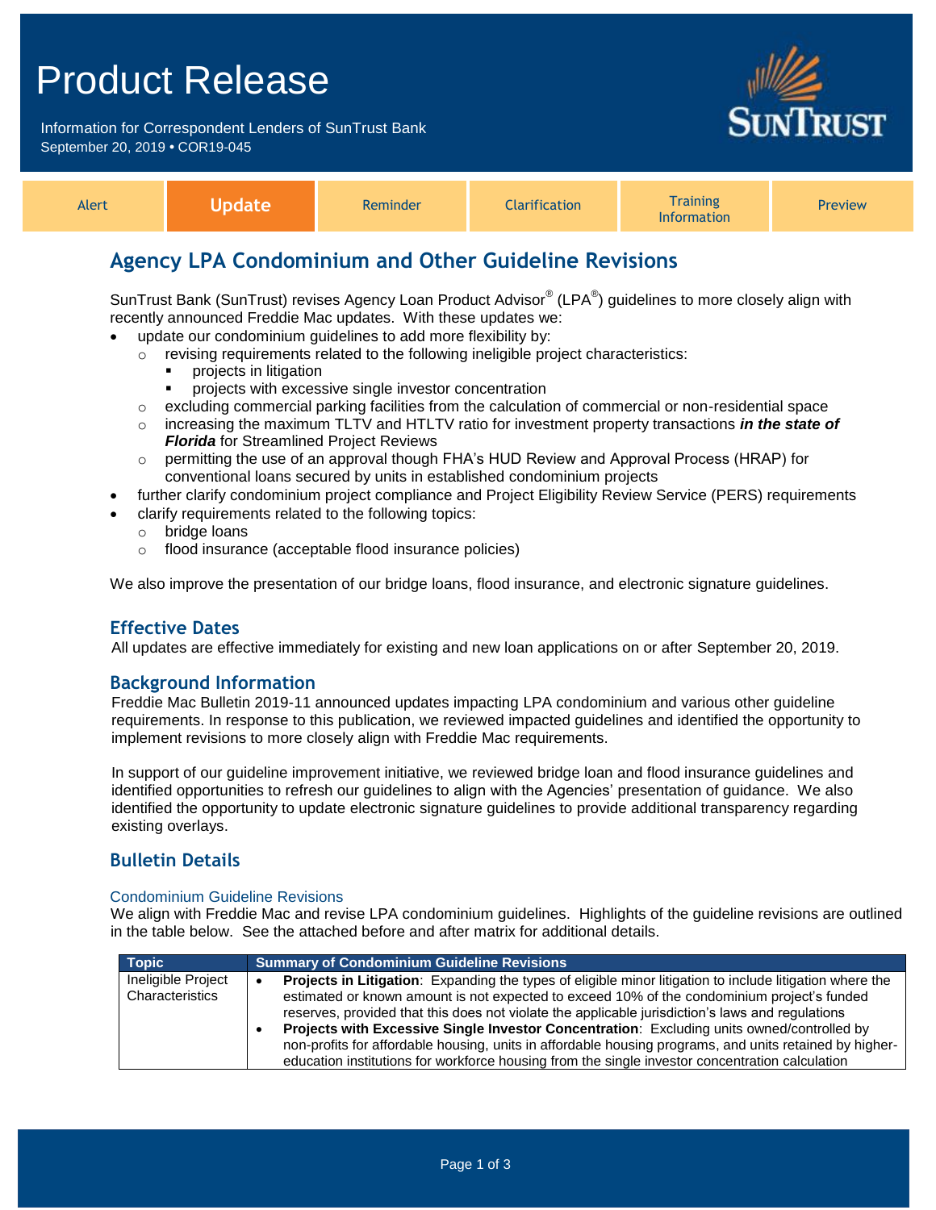# Product Release

Information for Correspondent Lenders of SunTrust Bank
September 20, 2019 • COR19-045

| Alert | **Update** | Reminder | Clarification | Training Information | Preview |
|---|---|---|---|---|---|

## Agency LPA Condominium and Other Guideline Revisions

SunTrust Bank (SunTrust) revises Agency Loan Product Advisor® (LPA®) guidelines to more closely align with recently announced Freddie Mac updates. With these updates we:

- update our condominium guidelines to add more flexibility by:
  - revising requirements related to the following ineligible project characteristics:
    - projects in litigation
    - projects with excessive single investor concentration
  - excluding commercial parking facilities from the calculation of commercial or non-residential space
  - increasing the maximum TLTV and HTLTV ratio for investment property transactions ***in the state of Florida*** for Streamlined Project Reviews
  - permitting the use of an approval though FHA's HUD Review and Approval Process (HRAP) for conventional loans secured by units in established condominium projects
- further clarify condominium project compliance and Project Eligibility Review Service (PERS) requirements
- clarify requirements related to the following topics:
  - bridge loans
  - flood insurance (acceptable flood insurance policies)

We also improve the presentation of our bridge loans, flood insurance, and electronic signature guidelines.

### Effective Dates

All updates are effective immediately for existing and new loan applications on or after September 20, 2019.

### Background Information

Freddie Mac Bulletin 2019-11 announced updates impacting LPA condominium and various other guideline requirements. In response to this publication, we reviewed impacted guidelines and identified the opportunity to implement revisions to more closely align with Freddie Mac requirements.

In support of our guideline improvement initiative, we reviewed bridge loan and flood insurance guidelines and identified opportunities to refresh our guidelines to align with the Agencies' presentation of guidance. We also identified the opportunity to update electronic signature guidelines to provide additional transparency regarding existing overlays.

### Bulletin Details

#### Condominium Guideline Revisions

We align with Freddie Mac and revise LPA condominium guidelines. Highlights of the guideline revisions are outlined in the table below. See the attached before and after matrix for additional details.

| Topic | Summary of Condominium Guideline Revisions |
|---|---|
| Ineligible Project Characteristics | • **Projects in Litigation**: Expanding the types of eligible minor litigation to include litigation where the estimated or known amount is not expected to exceed 10% of the condominium project's funded reserves, provided that this does not violate the applicable jurisdiction's laws and regulations<br>• **Projects with Excessive Single Investor Concentration**: Excluding units owned/controlled by non-profits for affordable housing, units in affordable housing programs, and units retained by higher-education institutions for workforce housing from the single investor concentration calculation |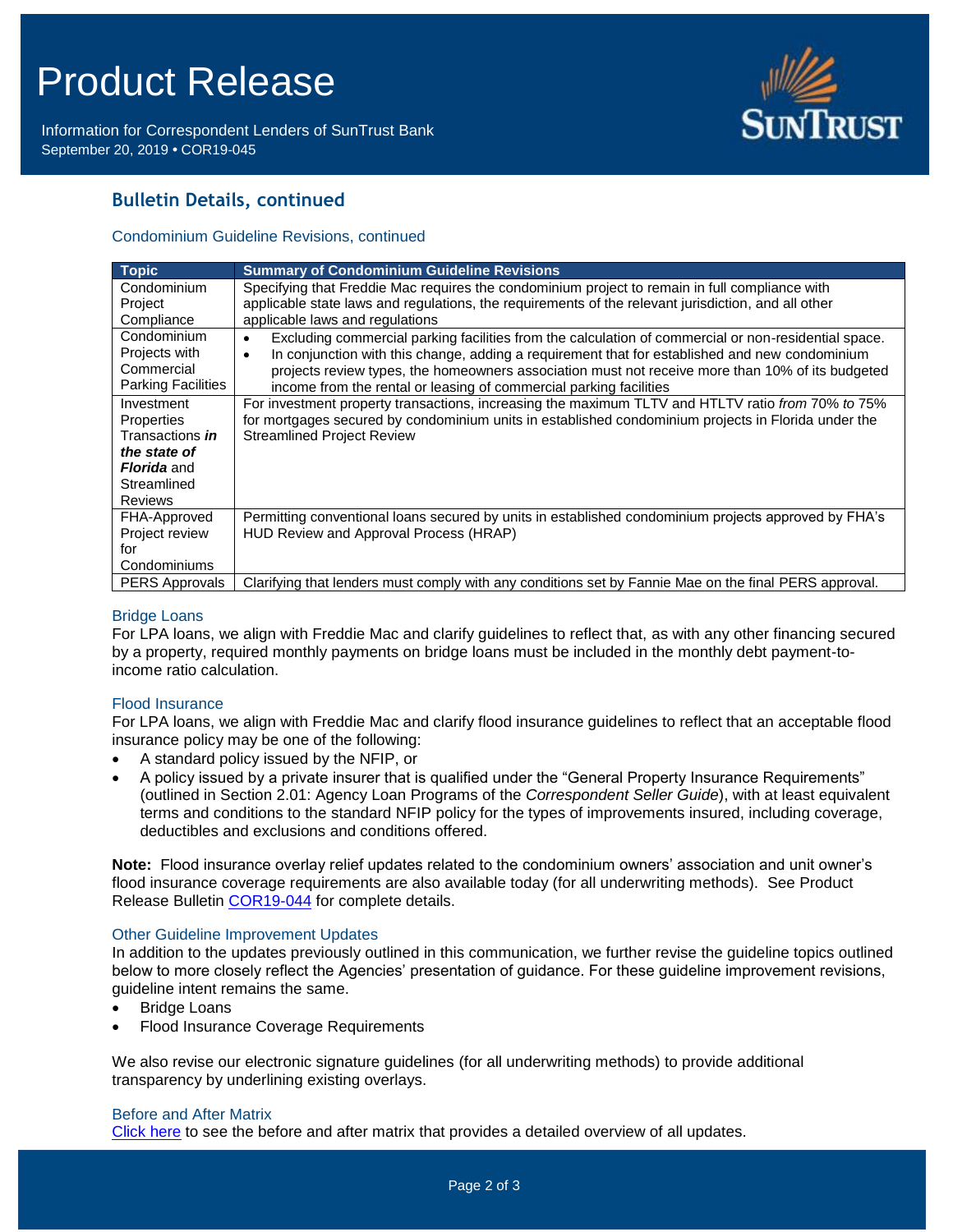## Bulletin Details, continued

### Condominium Guideline Revisions, continued

| Topic | Summary of Condominium Guideline Revisions |
|---|---|
| Condominium Project Compliance | Specifying that Freddie Mac requires the condominium project to remain in full compliance with applicable state laws and regulations, the requirements of the relevant jurisdiction, and all other applicable laws and regulations |
| Condominium Projects with Commercial Parking Facilities | • Excluding commercial parking facilities from the calculation of commercial or non-residential space.<br>• In conjunction with this change, adding a requirement that for established and new condominium projects review types, the homeowners association must not receive more than 10% of its budgeted income from the rental or leasing of commercial parking facilities |
| Investment Properties Transactions ***in the state of Florida*** and Streamlined Reviews | For investment property transactions, increasing the maximum TLTV and HTLTV ratio *from* 70% *to* 75% for mortgages secured by condominium units in established condominium projects in Florida under the Streamlined Project Review |
| FHA-Approved Project review for Condominiums | Permitting conventional loans secured by units in established condominium projects approved by FHA's HUD Review and Approval Process (HRAP) |
| PERS Approvals | Clarifying that lenders must comply with any conditions set by Fannie Mae on the final PERS approval. |

### Bridge Loans

For LPA loans, we align with Freddie Mac and clarify guidelines to reflect that, as with any other financing secured by a property, required monthly payments on bridge loans must be included in the monthly debt payment-to-income ratio calculation.

### Flood Insurance

For LPA loans, we align with Freddie Mac and clarify flood insurance guidelines to reflect that an acceptable flood insurance policy may be one of the following:

- A standard policy issued by the NFIP, or
- A policy issued by a private insurer that is qualified under the "General Property Insurance Requirements" (outlined in Section 2.01: Agency Loan Programs of the *Correspondent Seller Guide*), with at least equivalent terms and conditions to the standard NFIP policy for the types of improvements insured, including coverage, deductibles and exclusions and conditions offered.

**Note:** Flood insurance overlay relief updates related to the condominium owners' association and unit owner's flood insurance coverage requirements are also available today (for all underwriting methods). See Product Release Bulletin COR19-044 for complete details.

### Other Guideline Improvement Updates

In addition to the updates previously outlined in this communication, we further revise the guideline topics outlined below to more closely reflect the Agencies' presentation of guidance. For these guideline improvement revisions, guideline intent remains the same.

- Bridge Loans
- Flood Insurance Coverage Requirements

We also revise our electronic signature guidelines (for all underwriting methods) to provide additional transparency by underlining existing overlays.

### Before and After Matrix

Click here to see the before and after matrix that provides a detailed overview of all updates.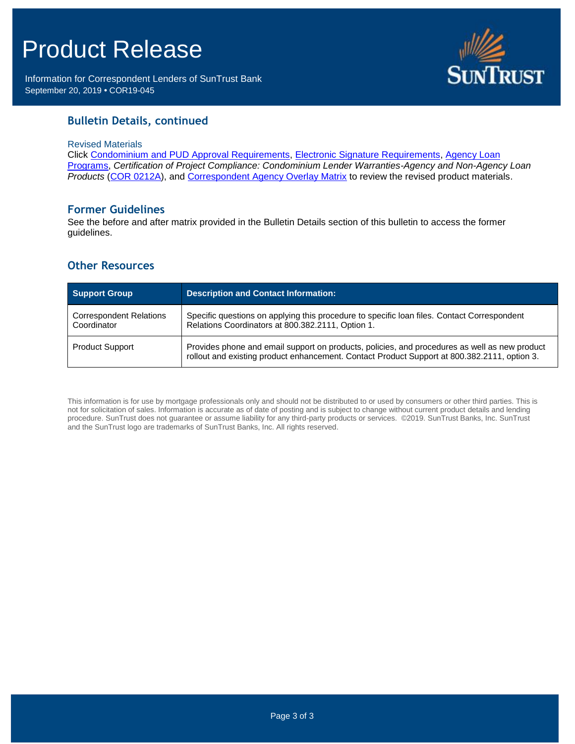## Bulletin Details, continued

### Revised Materials

Click Condominium and PUD Approval Requirements, Electronic Signature Requirements, Agency Loan Programs, *Certification of Project Compliance: Condominium Lender Warranties-Agency and Non-Agency Loan Products* (COR 0212A), and Correspondent Agency Overlay Matrix to review the revised product materials.

## Former Guidelines

See the before and after matrix provided in the Bulletin Details section of this bulletin to access the former guidelines.

## Other Resources

| Support Group | Description and Contact Information: |
|---|---|
| Correspondent Relations Coordinator | Specific questions on applying this procedure to specific loan files. Contact Correspondent Relations Coordinators at 800.382.2111, Option 1. |
| Product Support | Provides phone and email support on products, policies, and procedures as well as new product rollout and existing product enhancement. Contact Product Support at 800.382.2111, option 3. |

This information is for use by mortgage professionals only and should not be distributed to or used by consumers or other third parties. This is not for solicitation of sales. Information is accurate as of date of posting and is subject to change without current product details and lending procedure. SunTrust does not guarantee or assume liability for any third-party products or services. ©2019. SunTrust Banks, Inc. SunTrust and the SunTrust logo are trademarks of SunTrust Banks, Inc. All rights reserved.